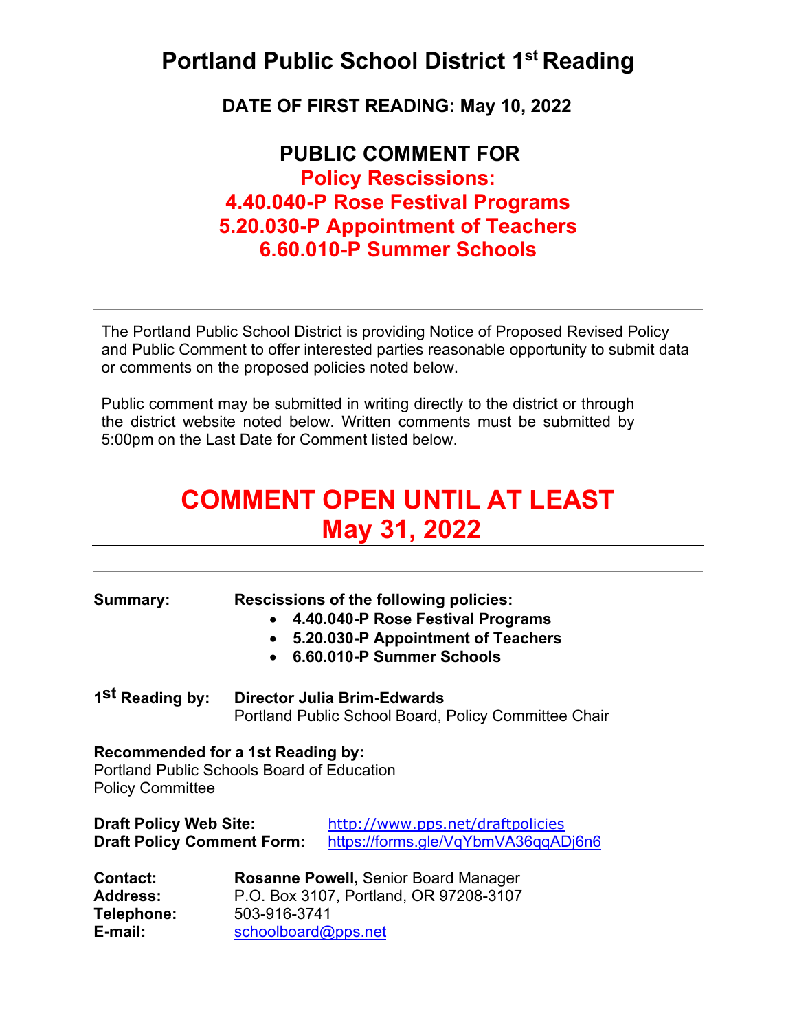# Portland Public School District 1st Reading

## DATE OF FIRST READING: May 10, 2022

## PUBLIC COMMENT FOR
## Policy Rescissions:
## 4.40.040-P Rose Festival Programs
## 5.20.030-P Appointment of Teachers
## 6.60.010-P Summer Schools

---

The Portland Public School District is providing Notice of Proposed Revised Policy and Public Comment to offer interested parties reasonable opportunity to submit data or comments on the proposed policies noted below.

Public comment may be submitted in writing directly to the district or through the district website noted below. Written comments must be submitted by 5:00pm on the Last Date for Comment listed below.

# COMMENT OPEN UNTIL AT LEAST May 31, 2022

---

**Summary:** **Rescissions of the following policies:**

- **4.40.040-P Rose Festival Programs**
- **5.20.030-P Appointment of Teachers**
- **6.60.010-P Summer Schools**

**1st Reading by:** **Director Julia Brim-Edwards**
Portland Public School Board, Policy Committee Chair

**Recommended for a 1st Reading by:**
Portland Public Schools Board of Education
Policy Committee

**Draft Policy Web Site:** http://www.pps.net/draftpolicies
**Draft Policy Comment Form:** https://forms.gle/VqYbmVA36qqADj6n6

**Contact:** **Rosanne Powell,** Senior Board Manager
**Address:** P.O. Box 3107, Portland, OR 97208-3107
**Telephone:** 503-916-3741
**E-mail:** schoolboard@pps.net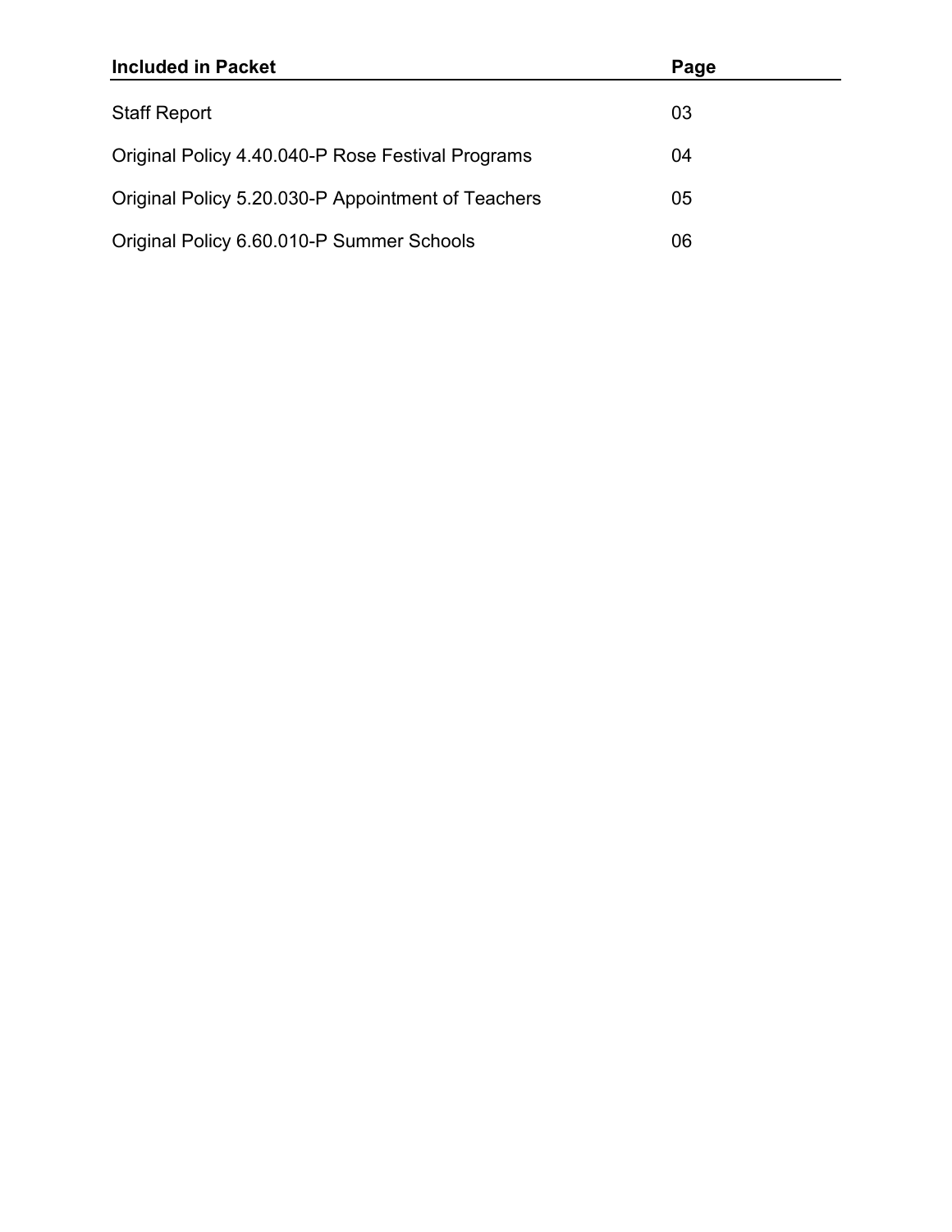| Included in Packet | Page |
| --- | --- |
| Staff Report | 03 |
| Original Policy 4.40.040-P Rose Festival Programs | 04 |
| Original Policy 5.20.030-P Appointment of Teachers | 05 |
| Original Policy 6.60.010-P Summer Schools | 06 |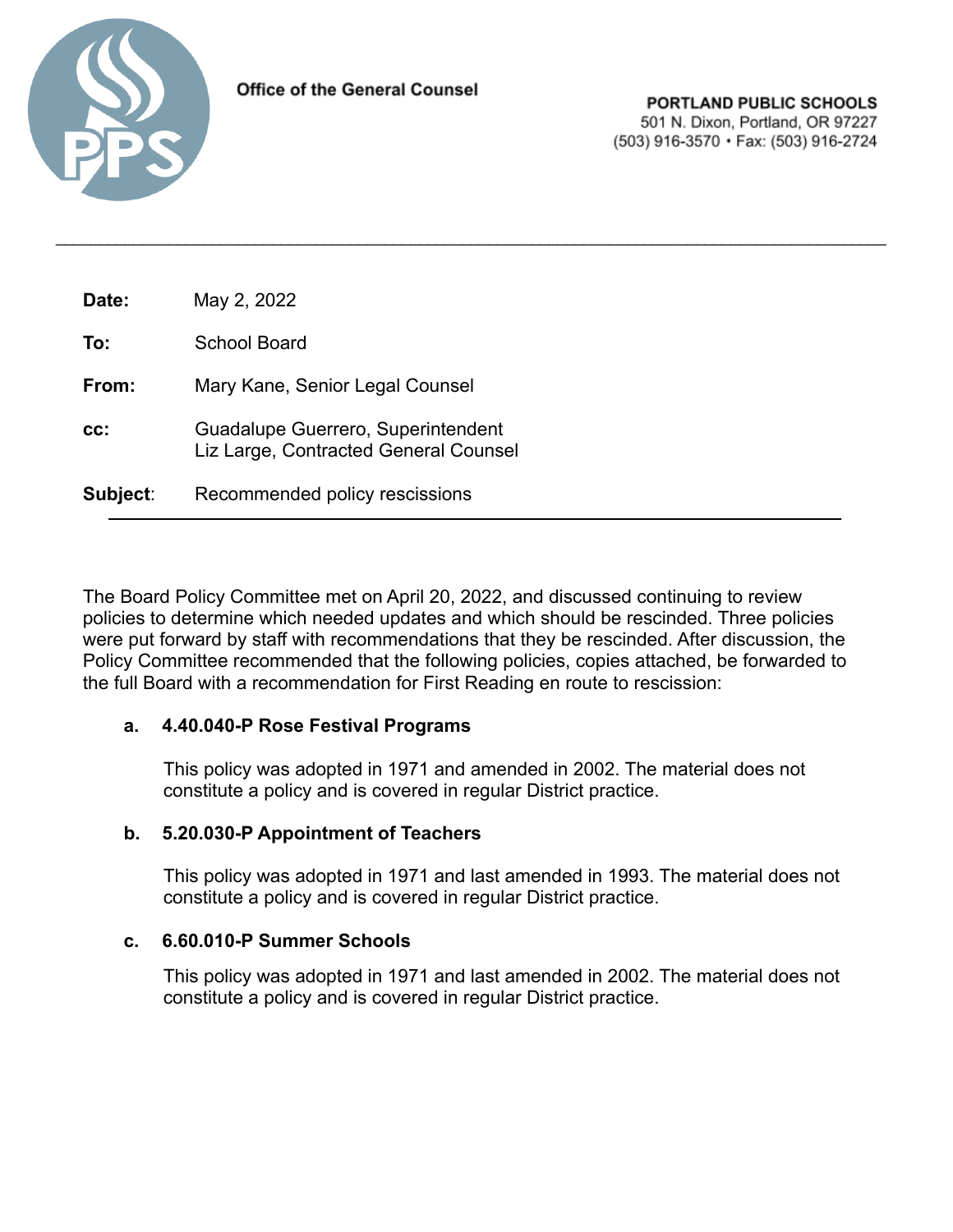Office of the General Counsel

**PORTLAND PUBLIC SCHOOLS**
501 N. Dixon, Portland, OR 97227
(503) 916-3570 • Fax: (503) 916-2724

---

**Date:** May 2, 2022

**To:** School Board

**From:** Mary Kane, Senior Legal Counsel

**cc:** Guadalupe Guerrero, Superintendent
Liz Large, Contracted General Counsel

**Subject:** Recommended policy rescissions

---

The Board Policy Committee met on April 20, 2022, and discussed continuing to review policies to determine which needed updates and which should be rescinded. Three policies were put forward by staff with recommendations that they be rescinded. After discussion, the Policy Committee recommended that the following policies, copies attached, be forwarded to the full Board with a recommendation for First Reading en route to rescission:

**a. 4.40.040-P Rose Festival Programs**

This policy was adopted in 1971 and amended in 2002. The material does not constitute a policy and is covered in regular District practice.

**b. 5.20.030-P Appointment of Teachers**

This policy was adopted in 1971 and last amended in 1993. The material does not constitute a policy and is covered in regular District practice.

**c. 6.60.010-P Summer Schools**

This policy was adopted in 1971 and last amended in 2002. The material does not constitute a policy and is covered in regular District practice.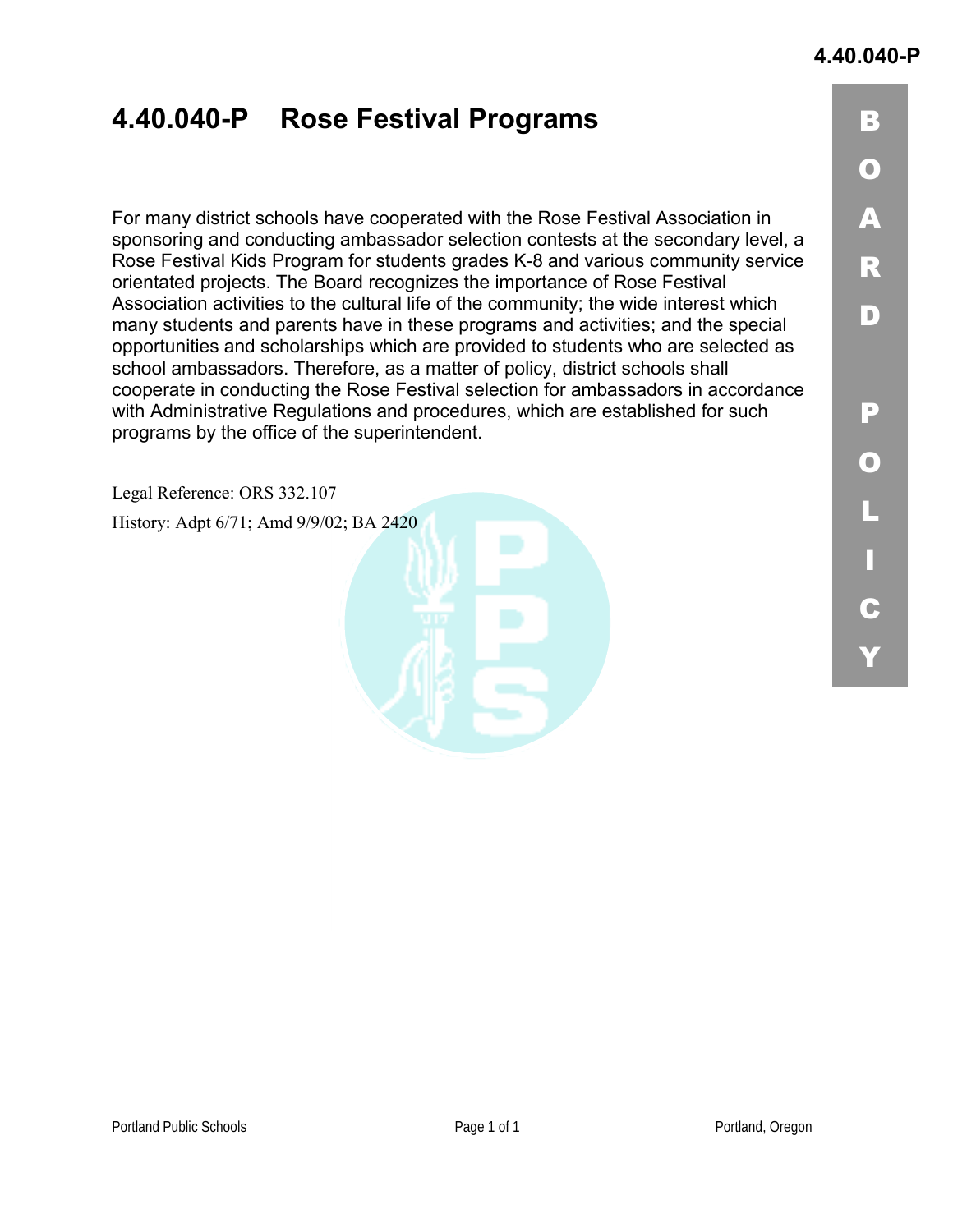# 4.40.040-P Rose Festival Programs

For many district schools have cooperated with the Rose Festival Association in sponsoring and conducting ambassador selection contests at the secondary level, a Rose Festival Kids Program for students grades K-8 and various community service orientated projects. The Board recognizes the importance of Rose Festival Association activities to the cultural life of the community; the wide interest which many students and parents have in these programs and activities; and the special opportunities and scholarships which are provided to students who are selected as school ambassadors. Therefore, as a matter of policy, district schools shall cooperate in conducting the Rose Festival selection for ambassadors in accordance with Administrative Regulations and procedures, which are established for such programs by the office of the superintendent.

Legal Reference: ORS 332.107

History: Adpt 6/71; Amd 9/9/02; BA 2420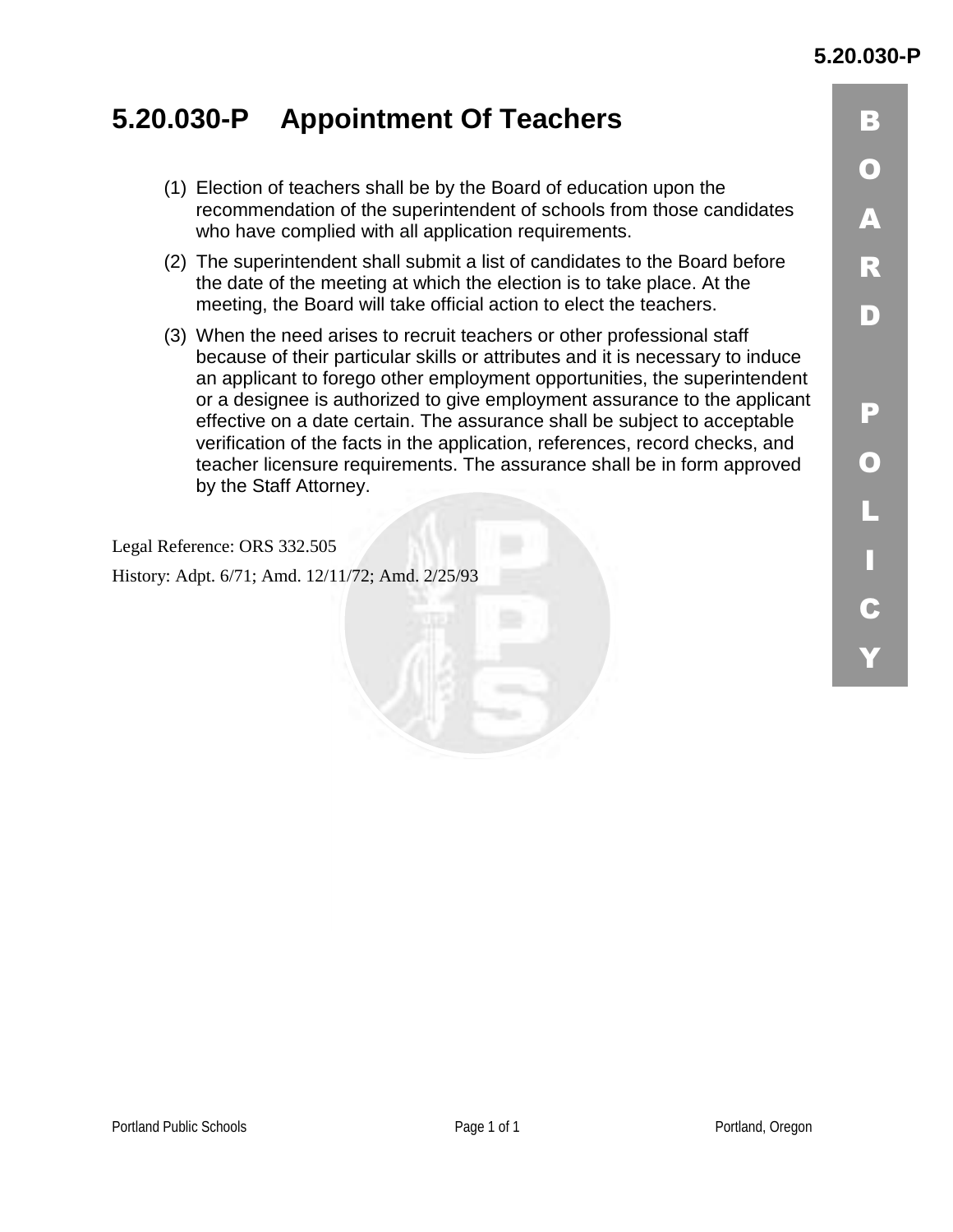# 5.20.030-P Appointment Of Teachers

(1) Election of teachers shall be by the Board of education upon the recommendation of the superintendent of schools from those candidates who have complied with all application requirements.

(2) The superintendent shall submit a list of candidates to the Board before the date of the meeting at which the election is to take place. At the meeting, the Board will take official action to elect the teachers.

(3) When the need arises to recruit teachers or other professional staff because of their particular skills or attributes and it is necessary to induce an applicant to forego other employment opportunities, the superintendent or a designee is authorized to give employment assurance to the applicant effective on a date certain. The assurance shall be subject to acceptable verification of the facts in the application, references, record checks, and teacher licensure requirements. The assurance shall be in form approved by the Staff Attorney.

Legal Reference: ORS 332.505

History: Adpt. 6/71; Amd. 12/11/72; Amd. 2/25/93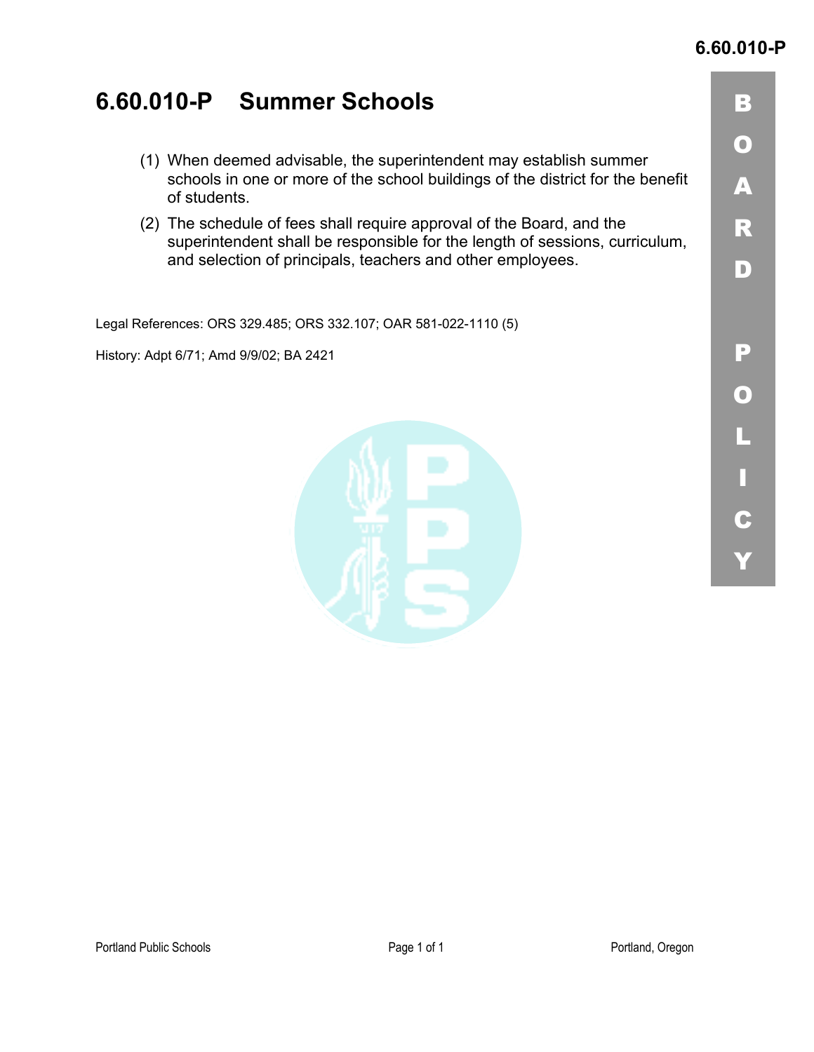# 6.60.010-P Summer Schools

(1) When deemed advisable, the superintendent may establish summer schools in one or more of the school buildings of the district for the benefit of students.

(2) The schedule of fees shall require approval of the Board, and the superintendent shall be responsible for the length of sessions, curriculum, and selection of principals, teachers and other employees.

Legal References: ORS 329.485; ORS 332.107; OAR 581-022-1110 (5)

History: Adpt 6/71; Amd 9/9/02; BA 2421